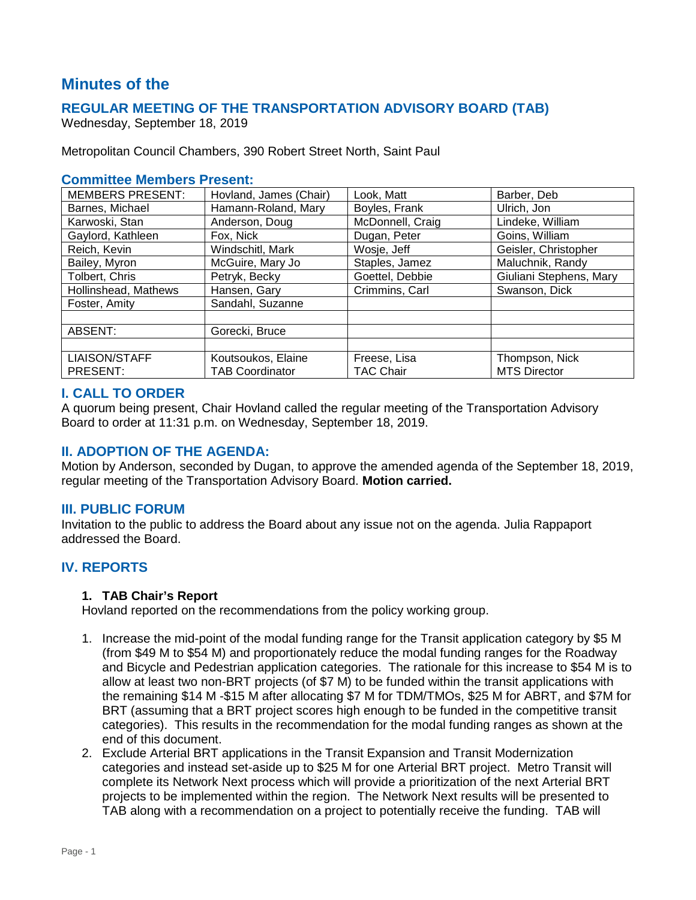# Minutes of the

## REGULAR MEETING OF THE TRANSPORTATION ADVISORY BOARD (TAB)

Wednesday, September 18, 2019

Metropolitan Council Chambers, 390 Robert Street North, Saint Paul

### Committee Members Present:

| MEMBERS PRESENT: | Hovland, James (Chair) | Look, Matt | Barber, Deb |
|---|---|---|---|
| Barnes, Michael | Hamann-Roland, Mary | Boyles, Frank | Ulrich, Jon |
| Karwoski, Stan | Anderson, Doug | McDonnell, Craig | Lindeke, William |
| Gaylord, Kathleen | Fox, Nick | Dugan, Peter | Goins, William |
| Reich, Kevin | Windschitl, Mark | Wosje, Jeff | Geisler, Christopher |
| Bailey, Myron | McGuire, Mary Jo | Staples, Jamez | Maluchnik, Randy |
| Tolbert, Chris | Petryk, Becky | Goettel, Debbie | Giuliani Stephens, Mary |
| Hollinshead, Mathews | Hansen, Gary | Crimmins, Carl | Swanson, Dick |
| Foster, Amity | Sandahl, Suzanne | | |
| | | | |
| ABSENT: | Gorecki, Bruce | | |
| | | | |
| LIAISON/STAFF PRESENT: | Koutsoukos, Elaine TAB Coordinator | Freese, Lisa TAC Chair | Thompson, Nick MTS Director |

### I. CALL TO ORDER

A quorum being present, Chair Hovland called the regular meeting of the Transportation Advisory Board to order at 11:31 p.m. on Wednesday, September 18, 2019.

### II. ADOPTION OF THE AGENDA:

Motion by Anderson, seconded by Dugan, to approve the amended agenda of the September 18, 2019, regular meeting of the Transportation Advisory Board. **Motion carried.**

### III. PUBLIC FORUM

Invitation to the public to address the Board about any issue not on the agenda. Julia Rappaport addressed the Board.

### IV. REPORTS

#### 1. TAB Chair's Report

Hovland reported on the recommendations from the policy working group.

1. Increase the mid-point of the modal funding range for the Transit application category by $5 M (from $49 M to $54 M) and proportionately reduce the modal funding ranges for the Roadway and Bicycle and Pedestrian application categories. The rationale for this increase to $54 M is to allow at least two non-BRT projects (of $7 M) to be funded within the transit applications with the remaining $14 M -$15 M after allocating $7 M for TDM/TMOs, $25 M for ABRT, and $7M for BRT (assuming that a BRT project scores high enough to be funded in the competitive transit categories). This results in the recommendation for the modal funding ranges as shown at the end of this document.
2. Exclude Arterial BRT applications in the Transit Expansion and Transit Modernization categories and instead set-aside up to $25 M for one Arterial BRT project. Metro Transit will complete its Network Next process which will provide a prioritization of the next Arterial BRT projects to be implemented within the region. The Network Next results will be presented to TAB along with a recommendation on a project to potentially receive the funding. TAB will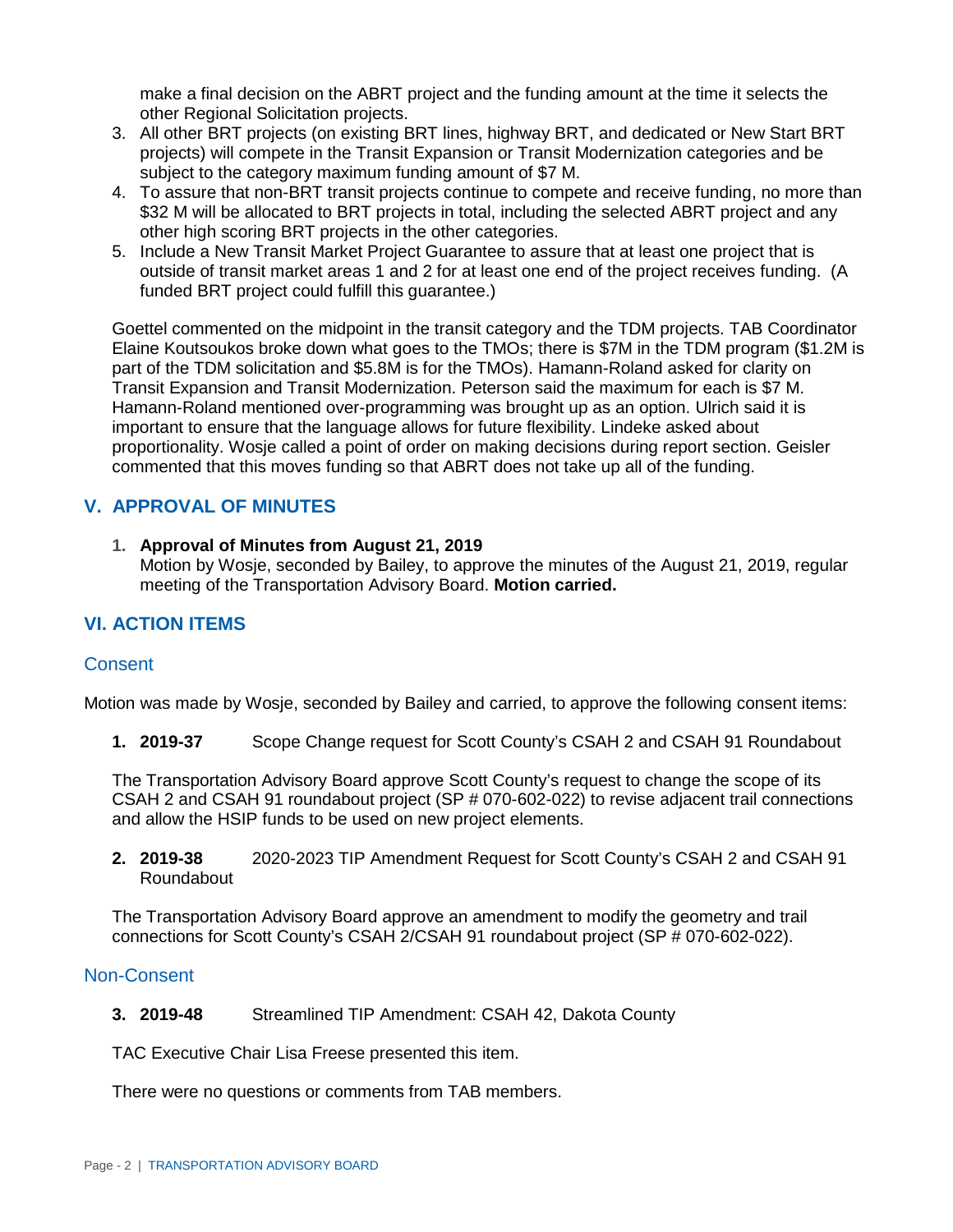make a final decision on the ABRT project and the funding amount at the time it selects the other Regional Solicitation projects.

3. All other BRT projects (on existing BRT lines, highway BRT, and dedicated or New Start BRT projects) will compete in the Transit Expansion or Transit Modernization categories and be subject to the category maximum funding amount of $7 M.
4. To assure that non-BRT transit projects continue to compete and receive funding, no more than $32 M will be allocated to BRT projects in total, including the selected ABRT project and any other high scoring BRT projects in the other categories.
5. Include a New Transit Market Project Guarantee to assure that at least one project that is outside of transit market areas 1 and 2 for at least one end of the project receives funding. (A funded BRT project could fulfill this guarantee.)

Goettel commented on the midpoint in the transit category and the TDM projects. TAB Coordinator Elaine Koutsoukos broke down what goes to the TMOs; there is $7M in the TDM program ($1.2M is part of the TDM solicitation and $5.8M is for the TMOs). Hamann-Roland asked for clarity on Transit Expansion and Transit Modernization. Peterson said the maximum for each is $7 M. Hamann-Roland mentioned over-programming was brought up as an option. Ulrich said it is important to ensure that the language allows for future flexibility. Lindeke asked about proportionality. Wosje called a point of order on making decisions during report section. Geisler commented that this moves funding so that ABRT does not take up all of the funding.

## V. APPROVAL OF MINUTES

1. **Approval of Minutes from August 21, 2019**
   Motion by Wosje, seconded by Bailey, to approve the minutes of the August 21, 2019, regular meeting of the Transportation Advisory Board. **Motion carried.**

## VI. ACTION ITEMS

### Consent

Motion was made by Wosje, seconded by Bailey and carried, to approve the following consent items:

1. **2019-37** Scope Change request for Scott County's CSAH 2 and CSAH 91 Roundabout

The Transportation Advisory Board approve Scott County's request to change the scope of its CSAH 2 and CSAH 91 roundabout project (SP # 070-602-022) to revise adjacent trail connections and allow the HSIP funds to be used on new project elements.

2. **2019-38** 2020-2023 TIP Amendment Request for Scott County's CSAH 2 and CSAH 91 Roundabout

The Transportation Advisory Board approve an amendment to modify the geometry and trail connections for Scott County's CSAH 2/CSAH 91 roundabout project (SP # 070-602-022).

### Non-Consent

3. **2019-48** Streamlined TIP Amendment: CSAH 42, Dakota County

TAC Executive Chair Lisa Freese presented this item.

There were no questions or comments from TAB members.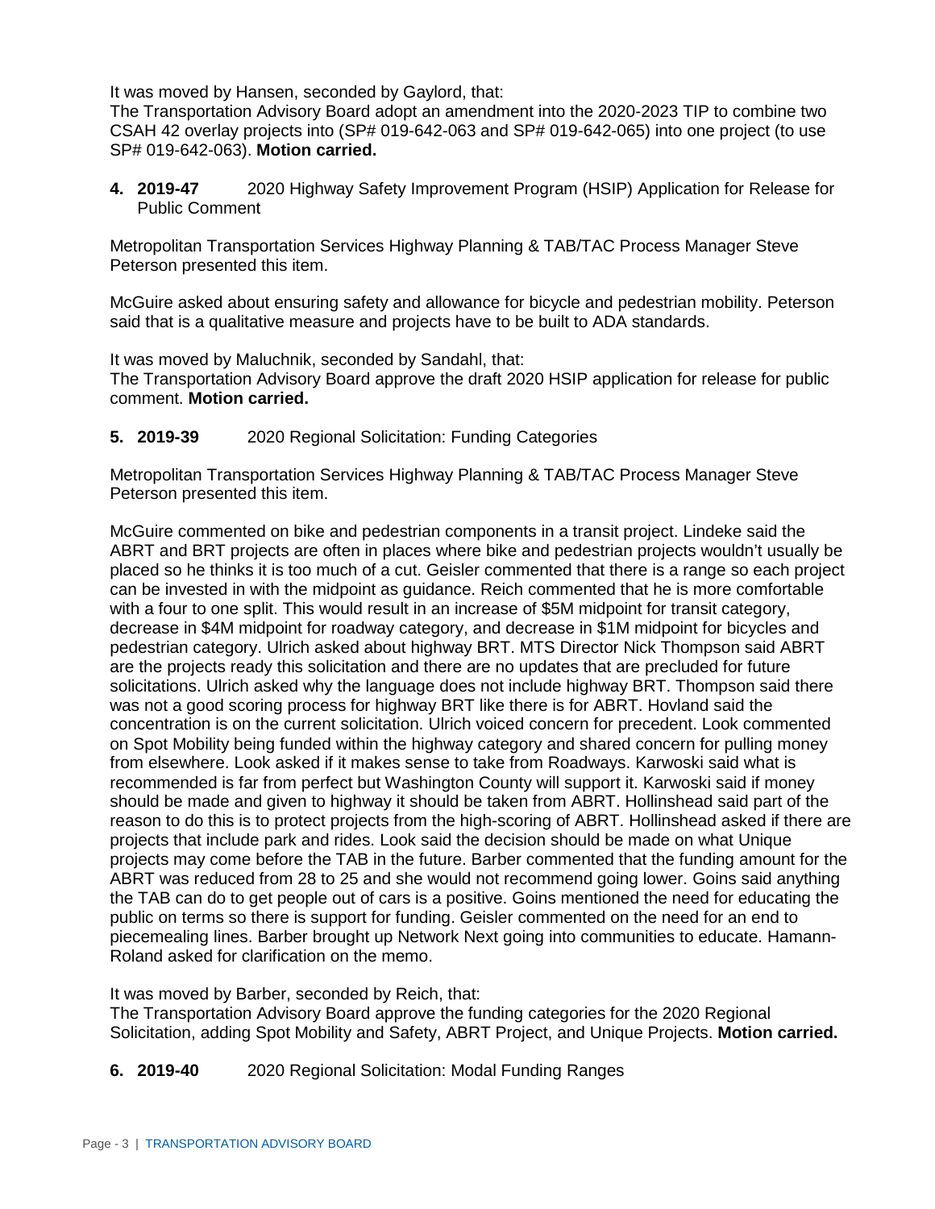It was moved by Hansen, seconded by Gaylord, that:
The Transportation Advisory Board adopt an amendment into the 2020-2023 TIP to combine two CSAH 42 overlay projects into (SP# 019-642-063 and SP# 019-642-065) into one project (to use SP# 019-642-063). **Motion carried.**

**4. 2019-47** 2020 Highway Safety Improvement Program (HSIP) Application for Release for Public Comment

Metropolitan Transportation Services Highway Planning & TAB/TAC Process Manager Steve Peterson presented this item.

McGuire asked about ensuring safety and allowance for bicycle and pedestrian mobility. Peterson said that is a qualitative measure and projects have to be built to ADA standards.

It was moved by Maluchnik, seconded by Sandahl, that:
The Transportation Advisory Board approve the draft 2020 HSIP application for release for public comment. **Motion carried.**

**5. 2019-39** 2020 Regional Solicitation: Funding Categories

Metropolitan Transportation Services Highway Planning & TAB/TAC Process Manager Steve Peterson presented this item.

McGuire commented on bike and pedestrian components in a transit project. Lindeke said the ABRT and BRT projects are often in places where bike and pedestrian projects wouldn't usually be placed so he thinks it is too much of a cut. Geisler commented that there is a range so each project can be invested in with the midpoint as guidance. Reich commented that he is more comfortable with a four to one split. This would result in an increase of $5M midpoint for transit category, decrease in $4M midpoint for roadway category, and decrease in $1M midpoint for bicycles and pedestrian category. Ulrich asked about highway BRT. MTS Director Nick Thompson said ABRT are the projects ready this solicitation and there are no updates that are precluded for future solicitations. Ulrich asked why the language does not include highway BRT. Thompson said there was not a good scoring process for highway BRT like there is for ABRT. Hovland said the concentration is on the current solicitation. Ulrich voiced concern for precedent. Look commented on Spot Mobility being funded within the highway category and shared concern for pulling money from elsewhere. Look asked if it makes sense to take from Roadways. Karwoski said what is recommended is far from perfect but Washington County will support it. Karwoski said if money should be made and given to highway it should be taken from ABRT. Hollinshead said part of the reason to do this is to protect projects from the high-scoring of ABRT. Hollinshead asked if there are projects that include park and rides. Look said the decision should be made on what Unique projects may come before the TAB in the future. Barber commented that the funding amount for the ABRT was reduced from 28 to 25 and she would not recommend going lower. Goins said anything the TAB can do to get people out of cars is a positive. Goins mentioned the need for educating the public on terms so there is support for funding. Geisler commented on the need for an end to piecemealing lines. Barber brought up Network Next going into communities to educate. Hamann-Roland asked for clarification on the memo.

It was moved by Barber, seconded by Reich, that:
The Transportation Advisory Board approve the funding categories for the 2020 Regional Solicitation, adding Spot Mobility and Safety, ABRT Project, and Unique Projects. **Motion carried.**

**6. 2019-40** 2020 Regional Solicitation: Modal Funding Ranges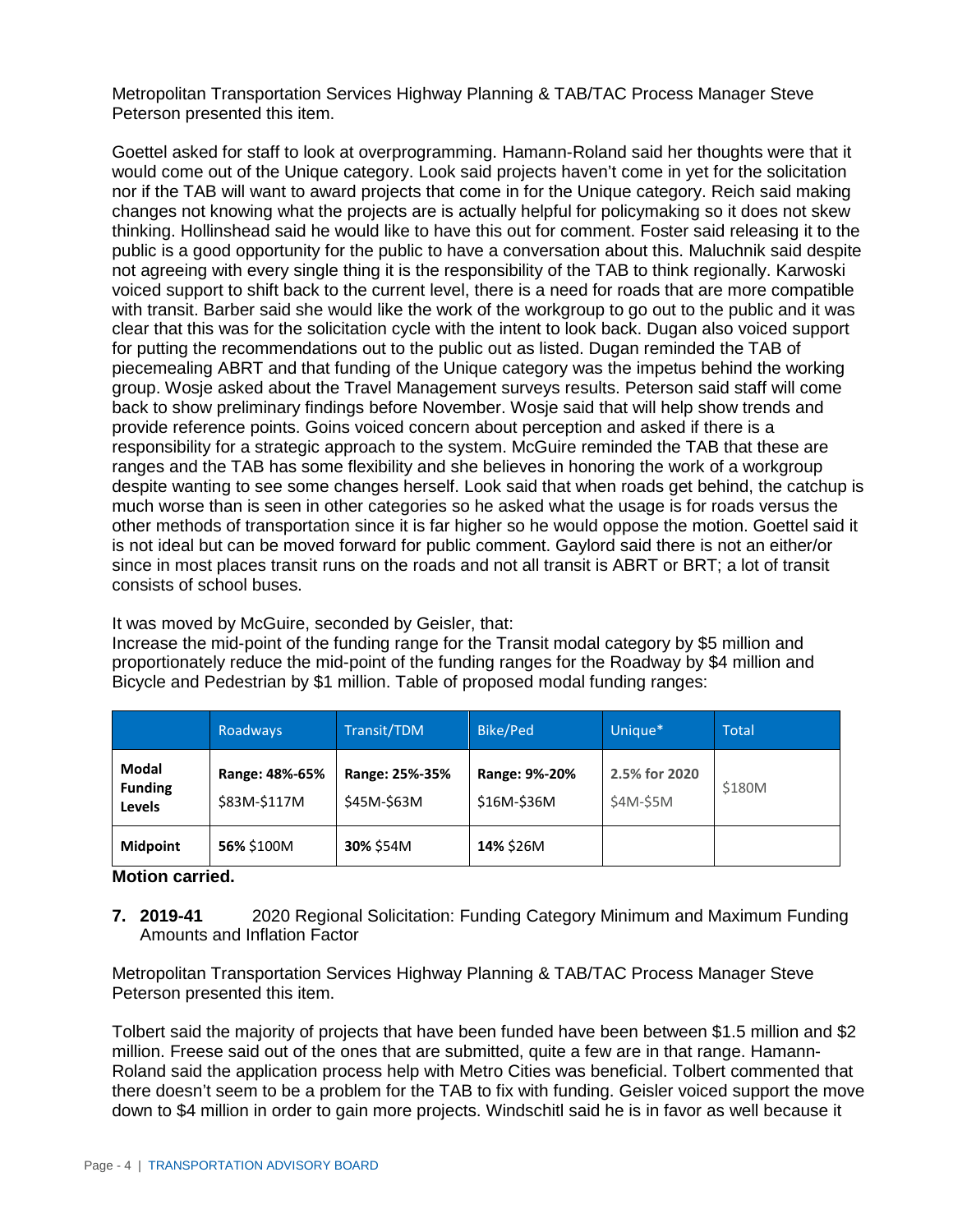Metropolitan Transportation Services Highway Planning & TAB/TAC Process Manager Steve Peterson presented this item.

Goettel asked for staff to look at overprogramming. Hamann-Roland said her thoughts were that it would come out of the Unique category. Look said projects haven't come in yet for the solicitation nor if the TAB will want to award projects that come in for the Unique category. Reich said making changes not knowing what the projects are is actually helpful for policymaking so it does not skew thinking. Hollinshead said he would like to have this out for comment. Foster said releasing it to the public is a good opportunity for the public to have a conversation about this. Maluchnik said despite not agreeing with every single thing it is the responsibility of the TAB to think regionally. Karwoski voiced support to shift back to the current level, there is a need for roads that are more compatible with transit. Barber said she would like the work of the workgroup to go out to the public and it was clear that this was for the solicitation cycle with the intent to look back. Dugan also voiced support for putting the recommendations out to the public out as listed. Dugan reminded the TAB of piecemealing ABRT and that funding of the Unique category was the impetus behind the working group. Wosje asked about the Travel Management surveys results. Peterson said staff will come back to show preliminary findings before November. Wosje said that will help show trends and provide reference points. Goins voiced concern about perception and asked if there is a responsibility for a strategic approach to the system. McGuire reminded the TAB that these are ranges and the TAB has some flexibility and she believes in honoring the work of a workgroup despite wanting to see some changes herself. Look said that when roads get behind, the catchup is much worse than is seen in other categories so he asked what the usage is for roads versus the other methods of transportation since it is far higher so he would oppose the motion. Goettel said it is not ideal but can be moved forward for public comment. Gaylord said there is not an either/or since in most places transit runs on the roads and not all transit is ABRT or BRT; a lot of transit consists of school buses.

It was moved by McGuire, seconded by Geisler, that:
Increase the mid-point of the funding range for the Transit modal category by $5 million and proportionately reduce the mid-point of the funding ranges for the Roadway by $4 million and Bicycle and Pedestrian by $1 million. Table of proposed modal funding ranges:

| | Roadways | Transit/TDM | Bike/Ped | Unique* | Total |
|---|---|---|---|---|---|
| **Modal Funding Levels** | **Range: 48%-65%** $83M-$117M | **Range: 25%-35%** $45M-$63M | **Range: 9%-20%** $16M-$36M | **2.5% for 2020** $4M-$5M | $180M |
| **Midpoint** | **56%** $100M | **30%** $54M | **14%** $26M | | |

**Motion carried.**

**7. 2019-41** 2020 Regional Solicitation: Funding Category Minimum and Maximum Funding Amounts and Inflation Factor

Metropolitan Transportation Services Highway Planning & TAB/TAC Process Manager Steve Peterson presented this item.

Tolbert said the majority of projects that have been funded have been between $1.5 million and $2 million. Freese said out of the ones that are submitted, quite a few are in that range. Hamann-Roland said the application process help with Metro Cities was beneficial. Tolbert commented that there doesn't seem to be a problem for the TAB to fix with funding. Geisler voiced support the move down to $4 million in order to gain more projects. Windschitl said he is in favor as well because it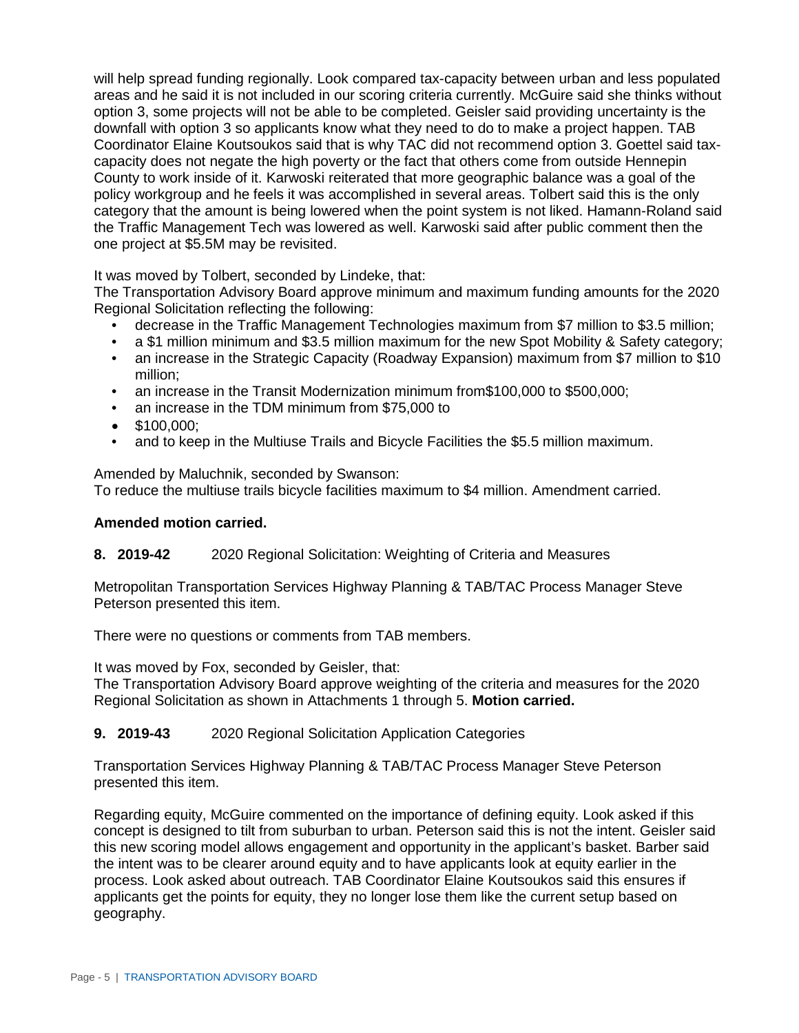will help spread funding regionally. Look compared tax-capacity between urban and less populated areas and he said it is not included in our scoring criteria currently. McGuire said she thinks without option 3, some projects will not be able to be completed. Geisler said providing uncertainty is the downfall with option 3 so applicants know what they need to do to make a project happen. TAB Coordinator Elaine Koutsoukos said that is why TAC did not recommend option 3. Goettel said tax-capacity does not negate the high poverty or the fact that others come from outside Hennepin County to work inside of it. Karwoski reiterated that more geographic balance was a goal of the policy workgroup and he feels it was accomplished in several areas. Tolbert said this is the only category that the amount is being lowered when the point system is not liked. Hamann-Roland said the Traffic Management Tech was lowered as well. Karwoski said after public comment then the one project at $5.5M may be revisited.

It was moved by Tolbert, seconded by Lindeke, that:
The Transportation Advisory Board approve minimum and maximum funding amounts for the 2020 Regional Solicitation reflecting the following:

- decrease in the Traffic Management Technologies maximum from $7 million to $3.5 million;
- a $1 million minimum and $3.5 million maximum for the new Spot Mobility & Safety category;
- an increase in the Strategic Capacity (Roadway Expansion) maximum from $7 million to $10 million;
- an increase in the Transit Modernization minimum from$100,000 to $500,000;
- an increase in the TDM minimum from $75,000 to
- $100,000;
- and to keep in the Multiuse Trails and Bicycle Facilities the $5.5 million maximum.

Amended by Maluchnik, seconded by Swanson:
To reduce the multiuse trails bicycle facilities maximum to $4 million. Amendment carried.

**Amended motion carried.**

**8. 2019-42** 2020 Regional Solicitation: Weighting of Criteria and Measures

Metropolitan Transportation Services Highway Planning & TAB/TAC Process Manager Steve Peterson presented this item.

There were no questions or comments from TAB members.

It was moved by Fox, seconded by Geisler, that:
The Transportation Advisory Board approve weighting of the criteria and measures for the 2020 Regional Solicitation as shown in Attachments 1 through 5. **Motion carried.**

**9. 2019-43** 2020 Regional Solicitation Application Categories

Transportation Services Highway Planning & TAB/TAC Process Manager Steve Peterson presented this item.

Regarding equity, McGuire commented on the importance of defining equity. Look asked if this concept is designed to tilt from suburban to urban. Peterson said this is not the intent. Geisler said this new scoring model allows engagement and opportunity in the applicant's basket. Barber said the intent was to be clearer around equity and to have applicants look at equity earlier in the process. Look asked about outreach. TAB Coordinator Elaine Koutsoukos said this ensures if applicants get the points for equity, they no longer lose them like the current setup based on geography.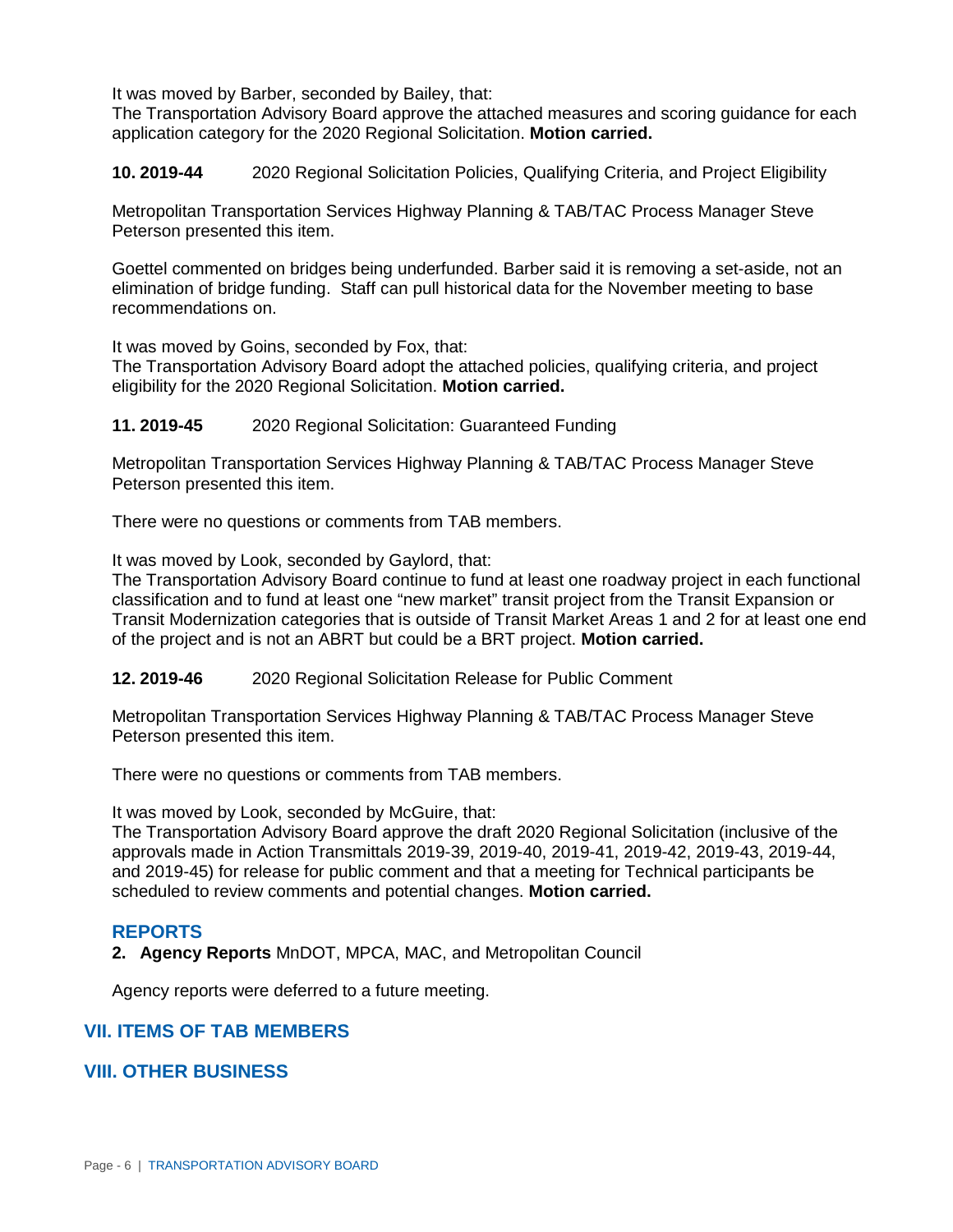It was moved by Barber, seconded by Bailey, that:
The Transportation Advisory Board approve the attached measures and scoring guidance for each application category for the 2020 Regional Solicitation. **Motion carried.**

**10. 2019-44** 2020 Regional Solicitation Policies, Qualifying Criteria, and Project Eligibility

Metropolitan Transportation Services Highway Planning & TAB/TAC Process Manager Steve Peterson presented this item.

Goettel commented on bridges being underfunded. Barber said it is removing a set-aside, not an elimination of bridge funding. Staff can pull historical data for the November meeting to base recommendations on.

It was moved by Goins, seconded by Fox, that:
The Transportation Advisory Board adopt the attached policies, qualifying criteria, and project eligibility for the 2020 Regional Solicitation. **Motion carried.**

**11. 2019-45** 2020 Regional Solicitation: Guaranteed Funding

Metropolitan Transportation Services Highway Planning & TAB/TAC Process Manager Steve Peterson presented this item.

There were no questions or comments from TAB members.

It was moved by Look, seconded by Gaylord, that:
The Transportation Advisory Board continue to fund at least one roadway project in each functional classification and to fund at least one "new market" transit project from the Transit Expansion or Transit Modernization categories that is outside of Transit Market Areas 1 and 2 for at least one end of the project and is not an ABRT but could be a BRT project. **Motion carried.**

**12. 2019-46** 2020 Regional Solicitation Release for Public Comment

Metropolitan Transportation Services Highway Planning & TAB/TAC Process Manager Steve Peterson presented this item.

There were no questions or comments from TAB members.

It was moved by Look, seconded by McGuire, that:
The Transportation Advisory Board approve the draft 2020 Regional Solicitation (inclusive of the approvals made in Action Transmittals 2019-39, 2019-40, 2019-41, 2019-42, 2019-43, 2019-44, and 2019-45) for release for public comment and that a meeting for Technical participants be scheduled to review comments and potential changes. **Motion carried.**

### REPORTS

**2. Agency Reports** MnDOT, MPCA, MAC, and Metropolitan Council

Agency reports were deferred to a future meeting.

## VII. ITEMS OF TAB MEMBERS

## VIII. OTHER BUSINESS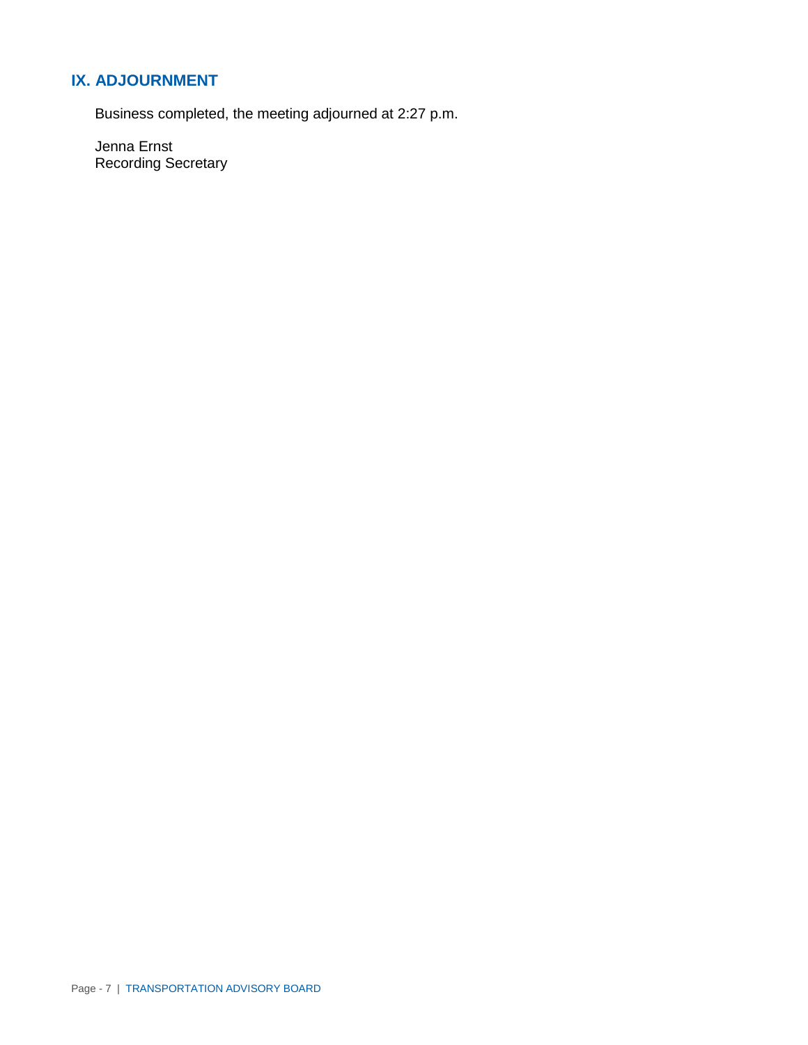## IX. ADJOURNMENT

Business completed, the meeting adjourned at 2:27 p.m.

Jenna Ernst
Recording Secretary